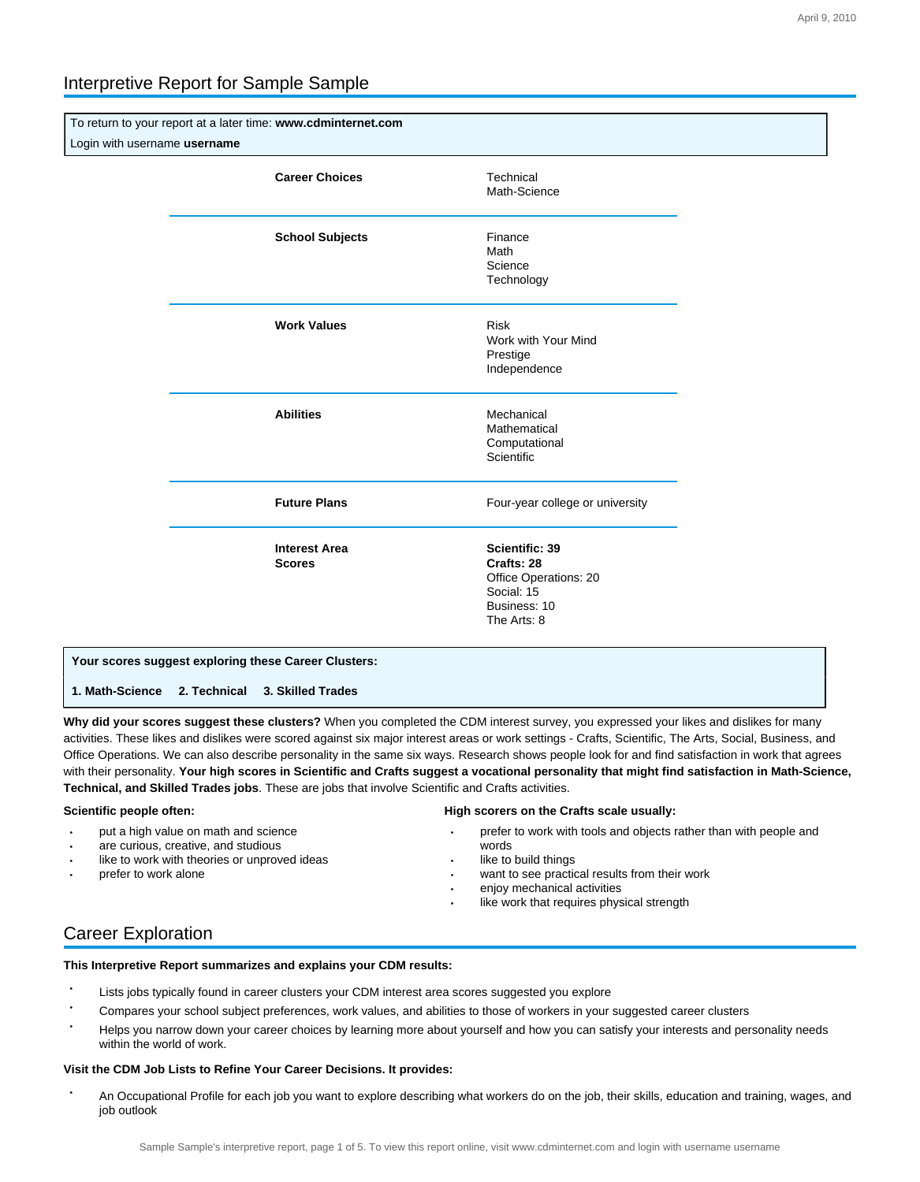# Interpretive Report for Sample Sample

To return to your report at a later time: **www.cdminternet.com**
Login with username **username**

| | |
|---|---|
| **Career Choices** | Technical<br>Math-Science |
| **School Subjects** | Finance<br>Math<br>Science<br>Technology |
| **Work Values** | Risk<br>Work with Your Mind<br>Prestige<br>Independence |
| **Abilities** | Mechanical<br>Mathematical<br>Computational<br>Scientific |
| **Future Plans** | Four-year college or university |
| **Interest Area Scores** | **Scientific: 39**<br>**Crafts: 28**<br>Office Operations: 20<br>Social: 15<br>Business: 10<br>The Arts: 8 |

**Your scores suggest exploring these Career Clusters:**

**1. Math-Science 2. Technical 3. Skilled Trades**

**Why did your scores suggest these clusters?** When you completed the CDM interest survey, you expressed your likes and dislikes for many activities. These likes and dislikes were scored against six major interest areas or work settings - Crafts, Scientific, The Arts, Social, Business, and Office Operations. We can also describe personality in the same six ways. Research shows people look for and find satisfaction in work that agrees with their personality. **Your high scores in Scientific and Crafts suggest a vocational personality that might find satisfaction in Math-Science, Technical, and Skilled Trades jobs**. These are jobs that involve Scientific and Crafts activities.

**Scientific people often:**

- put a high value on math and science
- are curious, creative, and studious
- like to work with theories or unproved ideas
- prefer to work alone

**High scorers on the Crafts scale usually:**

- prefer to work with tools and objects rather than with people and words
- like to build things
- want to see practical results from their work
- enjoy mechanical activities
- like work that requires physical strength

## Career Exploration

**This Interpretive Report summarizes and explains your CDM results:**

- Lists jobs typically found in career clusters your CDM interest area scores suggested you explore
- Compares your school subject preferences, work values, and abilities to those of workers in your suggested career clusters
- Helps you narrow down your career choices by learning more about yourself and how you can satisfy your interests and personality needs within the world of work.

**Visit the CDM Job Lists to Refine Your Career Decisions. It provides:**

- An Occupational Profile for each job you want to explore describing what workers do on the job, their skills, education and training, wages, and job outlook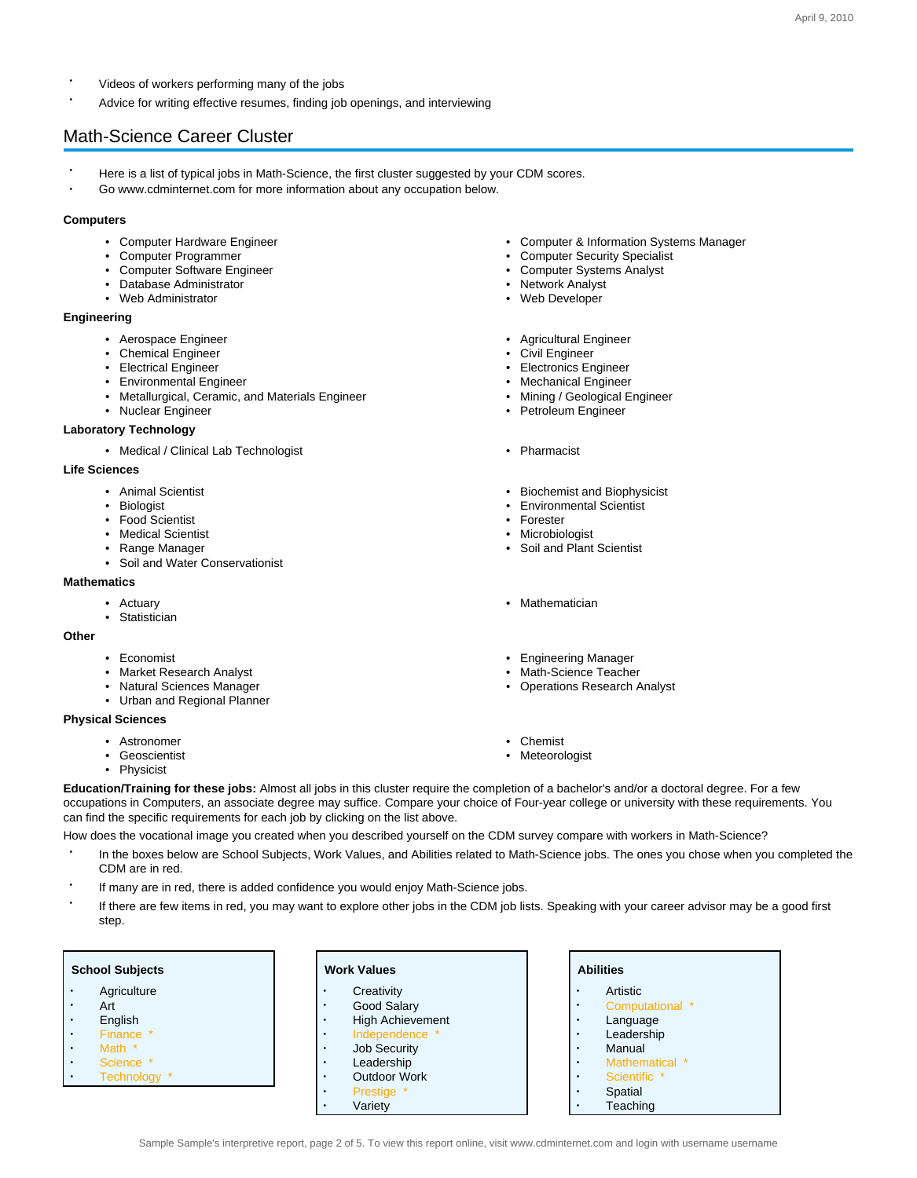- Videos of workers performing many of the jobs
- Advice for writing effective resumes, finding job openings, and interviewing

## Math-Science Career Cluster

- Here is a list of typical jobs in Math-Science, the first cluster suggested by your CDM scores.
- Go www.cdminternet.com for more information about any occupation below.

**Computers**

- Computer Hardware Engineer
- Computer Programmer
- Computer Software Engineer
- Database Administrator
- Web Administrator
- Computer & Information Systems Manager
- Computer Security Specialist
- Computer Systems Analyst
- Network Analyst
- Web Developer

**Engineering**

- Aerospace Engineer
- Chemical Engineer
- Electrical Engineer
- Environmental Engineer
- Metallurgical, Ceramic, and Materials Engineer
- Nuclear Engineer
- Agricultural Engineer
- Civil Engineer
- Electronics Engineer
- Mechanical Engineer
- Mining / Geological Engineer
- Petroleum Engineer

**Laboratory Technology**

- Medical / Clinical Lab Technologist
- Pharmacist

**Life Sciences**

- Animal Scientist
- Biologist
- Food Scientist
- Medical Scientist
- Range Manager
- Soil and Water Conservationist
- Biochemist and Biophysicist
- Environmental Scientist
- Forester
- Microbiologist
- Soil and Plant Scientist

**Mathematics**

- Actuary
- Statistician
- Mathematician

**Other**

- Economist
- Market Research Analyst
- Natural Sciences Manager
- Urban and Regional Planner
- Engineering Manager
- Math-Science Teacher
- Operations Research Analyst

**Physical Sciences**

- Astronomer
- Geoscientist
- Physicist
- Chemist
- Meteorologist

**Education/Training for these jobs:** Almost all jobs in this cluster require the completion of a bachelor's and/or a doctoral degree. For a few occupations in Computers, an associate degree may suffice. Compare your choice of Four-year college or university with these requirements. You can find the specific requirements for each job by clicking on the list above.

How does the vocational image you created when you described yourself on the CDM survey compare with workers in Math-Science?

- In the boxes below are School Subjects, Work Values, and Abilities related to Math-Science jobs. The ones you chose when you completed the CDM are in red.
- If many are in red, there is added confidence you would enjoy Math-Science jobs.
- If there are few items in red, you may want to explore other jobs in the CDM job lists. Speaking with your career advisor may be a good first step.

**School Subjects**

- Agriculture
- Art
- English
- Finance *
- Math *
- Science *
- Technology *

**Work Values**

- Creativity
- Good Salary
- High Achievement
- Independence *
- Job Security
- Leadership
- Outdoor Work
- Prestige *
- Variety

**Abilities**

- Artistic
- Computational *
- Language
- Leadership
- Manual
- Mathematical *
- Scientific *
- Spatial
- Teaching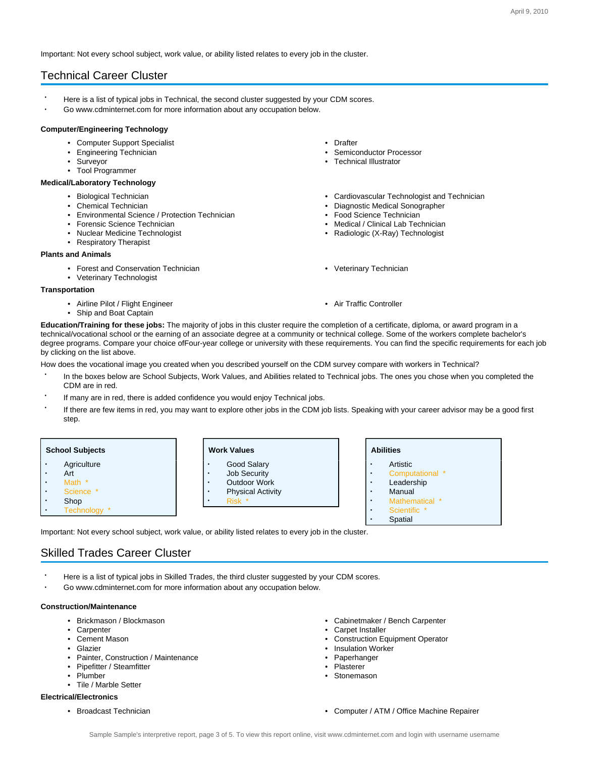Important: Not every school subject, work value, or ability listed relates to every job in the cluster.

## Technical Career Cluster

- Here is a list of typical jobs in Technical, the second cluster suggested by your CDM scores.
- Go www.cdminternet.com for more information about any occupation below.

**Computer/Engineering Technology**

- Computer Support Specialist
- Engineering Technician
- Surveyor
- Tool Programmer
- Drafter
- Semiconductor Processor
- Technical Illustrator

**Medical/Laboratory Technology**

- Biological Technician
- Chemical Technician
- Environmental Science / Protection Technician
- Forensic Science Technician
- Nuclear Medicine Technologist
- Respiratory Therapist
- Cardiovascular Technologist and Technician
- Diagnostic Medical Sonographer
- Food Science Technician
- Medical / Clinical Lab Technician
- Radiologic (X-Ray) Technologist

**Plants and Animals**

- Forest and Conservation Technician
- Veterinary Technologist
- Veterinary Technician

**Transportation**

- Airline Pilot / Flight Engineer
- Ship and Boat Captain
- Air Traffic Controller

**Education/Training for these jobs:** The majority of jobs in this cluster require the completion of a certificate, diploma, or award program in a technical/vocational school or the earning of an associate degree at a community or technical college. Some of the workers complete bachelor's degree programs. Compare your choice ofFour-year college or university with these requirements. You can find the specific requirements for each job by clicking on the list above.

How does the vocational image you created when you described yourself on the CDM survey compare with workers in Technical?

- In the boxes below are School Subjects, Work Values, and Abilities related to Technical jobs. The ones you chose when you completed the CDM are in red.
- If many are in red, there is added confidence you would enjoy Technical jobs.
- If there are few items in red, you may want to explore other jobs in the CDM job lists. Speaking with your career advisor may be a good first step.

**School Subjects**

- Agriculture
- Art
- Math *
- Science *
- Shop
- Technology *

**Work Values**

- Good Salary
- Job Security
- Outdoor Work
- Physical Activity
- Risk *

**Abilities**

- Artistic
- Computational *
- Leadership
- Manual
- Mathematical *
- Scientific *
- Spatial

Important: Not every school subject, work value, or ability listed relates to every job in the cluster.

## Skilled Trades Career Cluster

- Here is a list of typical jobs in Skilled Trades, the third cluster suggested by your CDM scores.
- Go www.cdminternet.com for more information about any occupation below.

**Construction/Maintenance**

- Brickmason / Blockmason
- Carpenter
- Cement Mason
- Glazier
- Painter, Construction / Maintenance
- Pipefitter / Steamfitter
- Plumber
- Tile / Marble Setter
- Cabinetmaker / Bench Carpenter
- Carpet Installer
- Construction Equipment Operator
- Insulation Worker
- Paperhanger
- Plasterer
- Stonemason

**Electrical/Electronics**

- Broadcast Technician
- Computer / ATM / Office Machine Repairer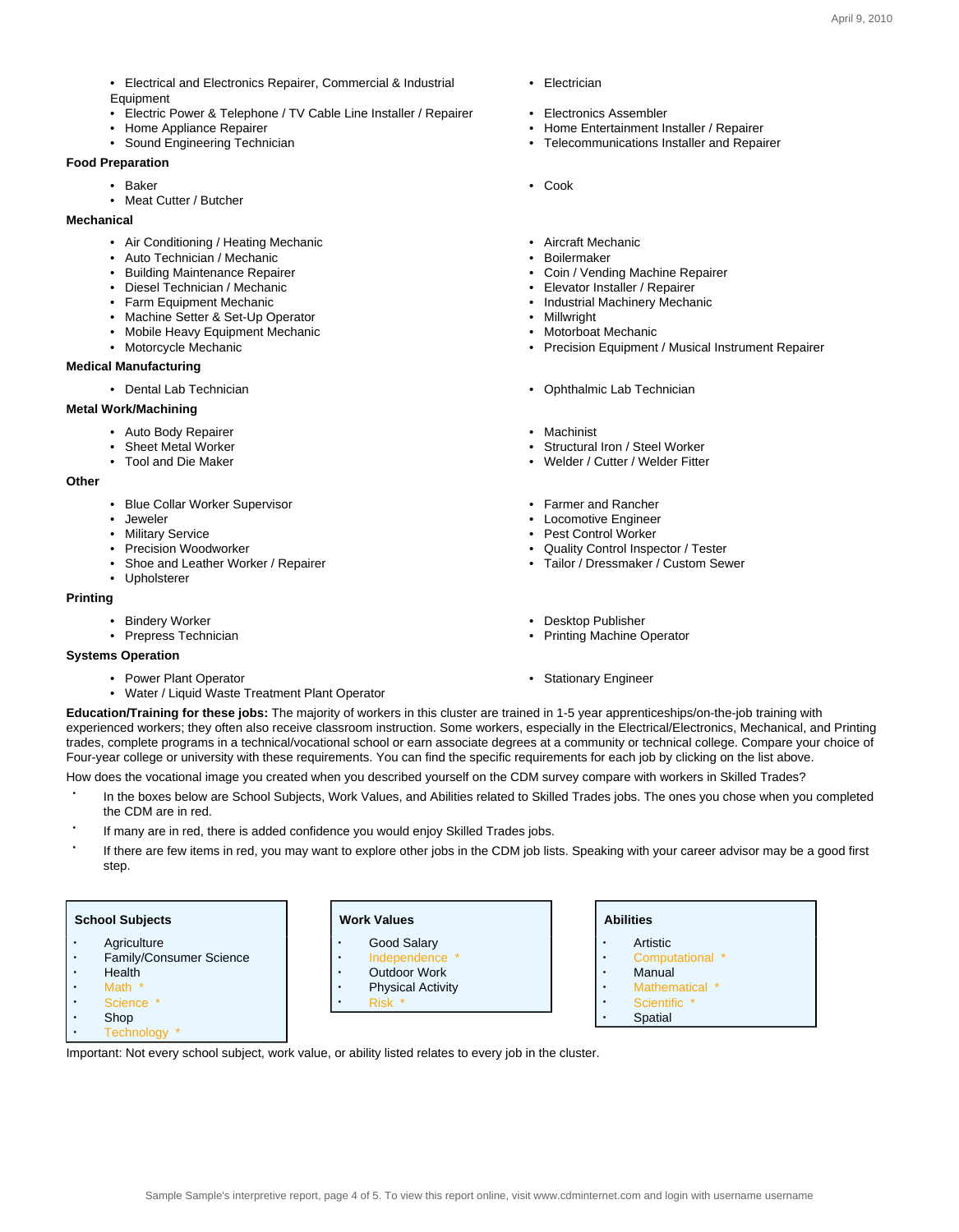- Electrical and Electronics Repairer, Commercial & Industrial Equipment
- Electric Power & Telephone / TV Cable Line Installer / Repairer
- Home Appliance Repairer
- Sound Engineering Technician
- Electrician
- Electronics Assembler
- Home Entertainment Installer / Repairer
- Telecommunications Installer and Repairer

**Food Preparation**

- Baker
- Meat Cutter / Butcher
- Cook

**Mechanical**

- Air Conditioning / Heating Mechanic
- Auto Technician / Mechanic
- Building Maintenance Repairer
- Diesel Technician / Mechanic
- Farm Equipment Mechanic
- Machine Setter & Set-Up Operator
- Mobile Heavy Equipment Mechanic
- Motorcycle Mechanic
- Aircraft Mechanic
- Boilermaker
- Coin / Vending Machine Repairer
- Elevator Installer / Repairer
- Industrial Machinery Mechanic
- Millwright
- Motorboat Mechanic
- Precision Equipment / Musical Instrument Repairer

**Medical Manufacturing**

- Dental Lab Technician
- Ophthalmic Lab Technician

**Metal Work/Machining**

- Auto Body Repairer
- Sheet Metal Worker
- Tool and Die Maker
- Machinist
- Structural Iron / Steel Worker
- Welder / Cutter / Welder Fitter

**Other**

- Blue Collar Worker Supervisor
- Jeweler
- Military Service
- Precision Woodworker
- Shoe and Leather Worker / Repairer
- Upholsterer
- Farmer and Rancher
- Locomotive Engineer
- Pest Control Worker
- Quality Control Inspector / Tester
- Tailor / Dressmaker / Custom Sewer

**Printing**

- Bindery Worker
- Prepress Technician
- Desktop Publisher
- Printing Machine Operator

**Systems Operation**

- Power Plant Operator
- Water / Liquid Waste Treatment Plant Operator
- Stationary Engineer

**Education/Training for these jobs:** The majority of workers in this cluster are trained in 1-5 year apprenticeships/on-the-job training with experienced workers; they often also receive classroom instruction. Some workers, especially in the Electrical/Electronics, Mechanical, and Printing trades, complete programs in a technical/vocational school or earn associate degrees at a community or technical college. Compare your choice of Four-year college or university with these requirements. You can find the specific requirements for each job by clicking on the list above.

How does the vocational image you created when you described yourself on the CDM survey compare with workers in Skilled Trades?

- In the boxes below are School Subjects, Work Values, and Abilities related to Skilled Trades jobs. The ones you chose when you completed the CDM are in red.
- If many are in red, there is added confidence you would enjoy Skilled Trades jobs.
- If there are few items in red, you may want to explore other jobs in the CDM job lists. Speaking with your career advisor may be a good first step.

**School Subjects**

- Agriculture
- Family/Consumer Science
- Health
- Math *
- Science *
- Shop
- Technology *

**Work Values**

- Good Salary
- Independence *
- Outdoor Work
- Physical Activity
- Risk *

**Abilities**

- Artistic
- Computational *
- Manual
- Mathematical *
- Scientific *
- Spatial

Important: Not every school subject, work value, or ability listed relates to every job in the cluster.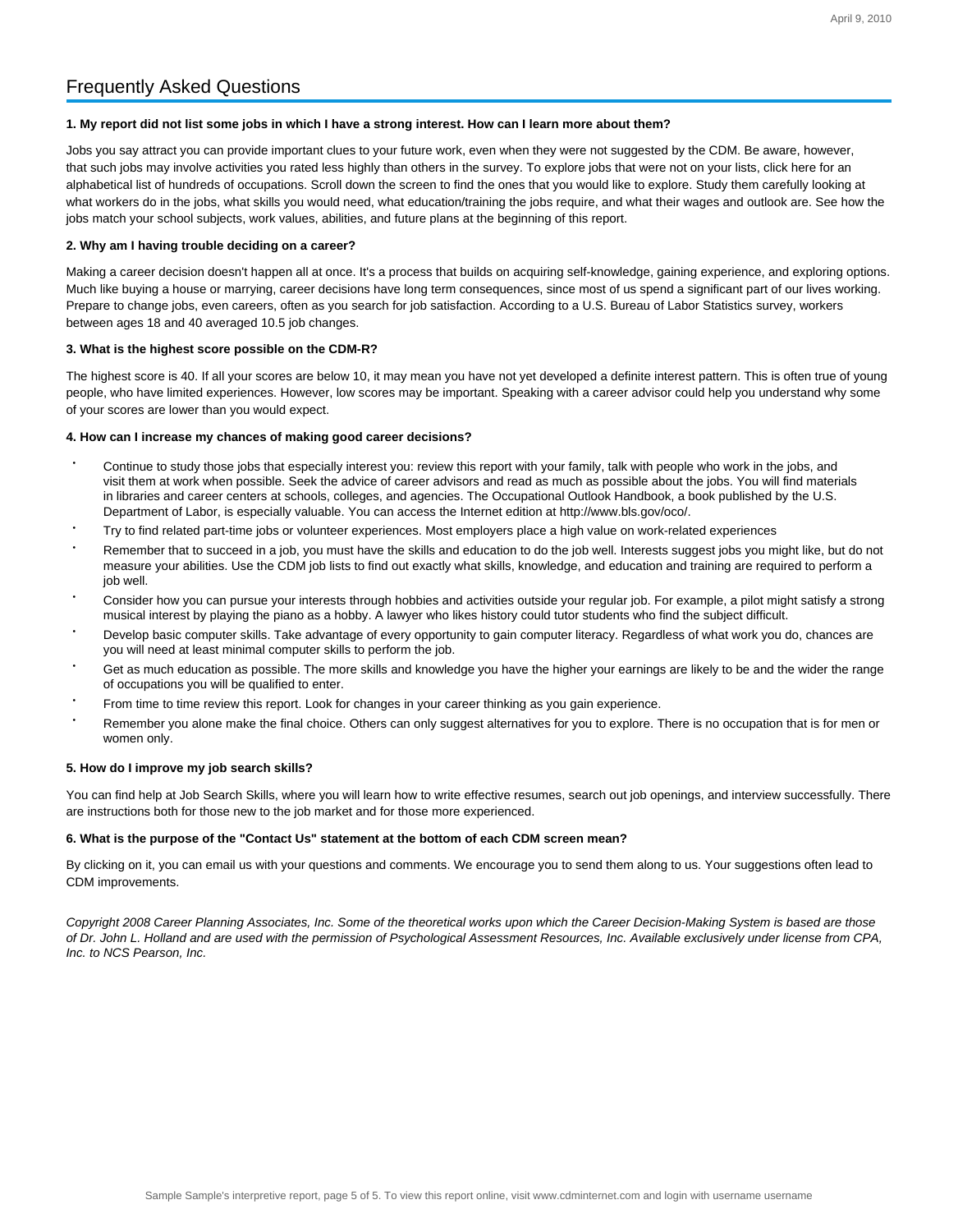## Frequently Asked Questions

**1. My report did not list some jobs in which I have a strong interest. How can I learn more about them?**

Jobs you say attract you can provide important clues to your future work, even when they were not suggested by the CDM. Be aware, however, that such jobs may involve activities you rated less highly than others in the survey. To explore jobs that were not on your lists, click here for an alphabetical list of hundreds of occupations. Scroll down the screen to find the ones that you would like to explore. Study them carefully looking at what workers do in the jobs, what skills you would need, what education/training the jobs require, and what their wages and outlook are. See how the jobs match your school subjects, work values, abilities, and future plans at the beginning of this report.

**2. Why am I having trouble deciding on a career?**

Making a career decision doesn't happen all at once. It's a process that builds on acquiring self-knowledge, gaining experience, and exploring options. Much like buying a house or marrying, career decisions have long term consequences, since most of us spend a significant part of our lives working. Prepare to change jobs, even careers, often as you search for job satisfaction. According to a U.S. Bureau of Labor Statistics survey, workers between ages 18 and 40 averaged 10.5 job changes.

**3. What is the highest score possible on the CDM-R?**

The highest score is 40. If all your scores are below 10, it may mean you have not yet developed a definite interest pattern. This is often true of young people, who have limited experiences. However, low scores may be important. Speaking with a career advisor could help you understand why some of your scores are lower than you would expect.

**4. How can I increase my chances of making good career decisions?**

- Continue to study those jobs that especially interest you: review this report with your family, talk with people who work in the jobs, and visit them at work when possible. Seek the advice of career advisors and read as much as possible about the jobs. You will find materials in libraries and career centers at schools, colleges, and agencies. The Occupational Outlook Handbook, a book published by the U.S. Department of Labor, is especially valuable. You can access the Internet edition at http://www.bls.gov/oco/.
- Try to find related part-time jobs or volunteer experiences. Most employers place a high value on work-related experiences
- Remember that to succeed in a job, you must have the skills and education to do the job well. Interests suggest jobs you might like, but do not measure your abilities. Use the CDM job lists to find out exactly what skills, knowledge, and education and training are required to perform a job well.
- Consider how you can pursue your interests through hobbies and activities outside your regular job. For example, a pilot might satisfy a strong musical interest by playing the piano as a hobby. A lawyer who likes history could tutor students who find the subject difficult.
- Develop basic computer skills. Take advantage of every opportunity to gain computer literacy. Regardless of what work you do, chances are you will need at least minimal computer skills to perform the job.
- Get as much education as possible. The more skills and knowledge you have the higher your earnings are likely to be and the wider the range of occupations you will be qualified to enter.
- From time to time review this report. Look for changes in your career thinking as you gain experience.
- Remember you alone make the final choice. Others can only suggest alternatives for you to explore. There is no occupation that is for men or women only.

**5. How do I improve my job search skills?**

You can find help at Job Search Skills, where you will learn how to write effective resumes, search out job openings, and interview successfully. There are instructions both for those new to the job market and for those more experienced.

**6. What is the purpose of the "Contact Us" statement at the bottom of each CDM screen mean?**

By clicking on it, you can email us with your questions and comments. We encourage you to send them along to us. Your suggestions often lead to CDM improvements.

*Copyright 2008 Career Planning Associates, Inc. Some of the theoretical works upon which the Career Decision-Making System is based are those of Dr. John L. Holland and are used with the permission of Psychological Assessment Resources, Inc. Available exclusively under license from CPA, Inc. to NCS Pearson, Inc.*